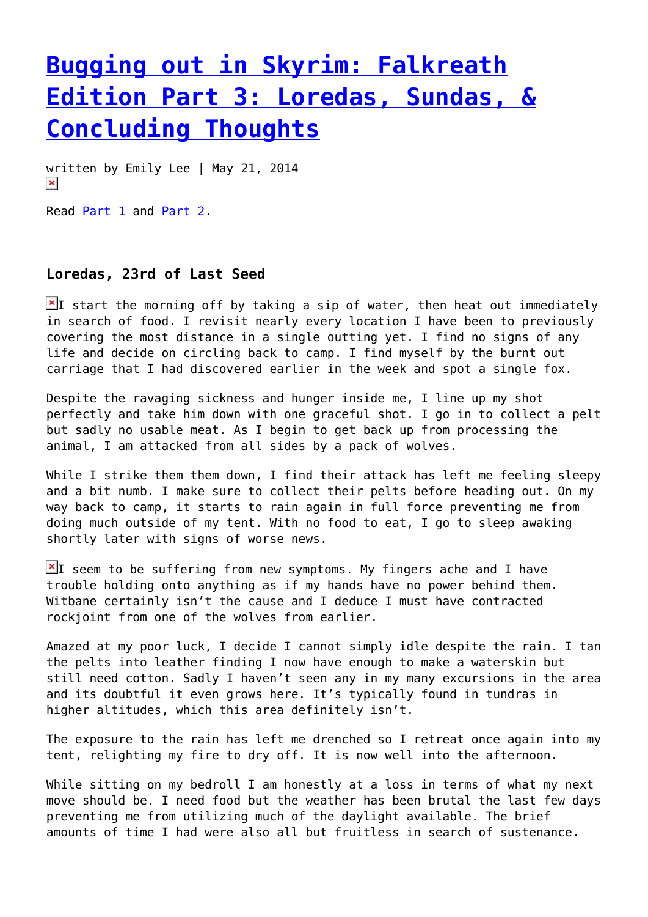# Bugging out in Skyrim: Falkreath Edition Part 3: Loredas, Sundas, & Concluding Thoughts

written by Emily Lee | May 21, 2014

Read Part 1 and Part 2.

---

### Loredas, 23rd of Last Seed

I start the morning off by taking a sip of water, then heat out immediately in search of food. I revisit nearly every location I have been to previously covering the most distance in a single outting yet. I find no signs of any life and decide on circling back to camp. I find myself by the burnt out carriage that I had discovered earlier in the week and spot a single fox.

Despite the ravaging sickness and hunger inside me, I line up my shot perfectly and take him down with one graceful shot. I go in to collect a pelt but sadly no usable meat. As I begin to get back up from processing the animal, I am attacked from all sides by a pack of wolves.

While I strike them them down, I find their attack has left me feeling sleepy and a bit numb. I make sure to collect their pelts before heading out. On my way back to camp, it starts to rain again in full force preventing me from doing much outside of my tent. With no food to eat, I go to sleep awaking shortly later with signs of worse news.

I seem to be suffering from new symptoms. My fingers ache and I have trouble holding onto anything as if my hands have no power behind them. Witbane certainly isn't the cause and I deduce I must have contracted rockjoint from one of the wolves from earlier.

Amazed at my poor luck, I decide I cannot simply idle despite the rain. I tan the pelts into leather finding I now have enough to make a waterskin but still need cotton. Sadly I haven't seen any in my many excursions in the area and its doubtful it even grows here. It's typically found in tundras in higher altitudes, which this area definitely isn't.

The exposure to the rain has left me drenched so I retreat once again into my tent, relighting my fire to dry off. It is now well into the afternoon.

While sitting on my bedroll I am honestly at a loss in terms of what my next move should be. I need food but the weather has been brutal the last few days preventing me from utilizing much of the daylight available. The brief amounts of time I had were also all but fruitless in search of sustenance.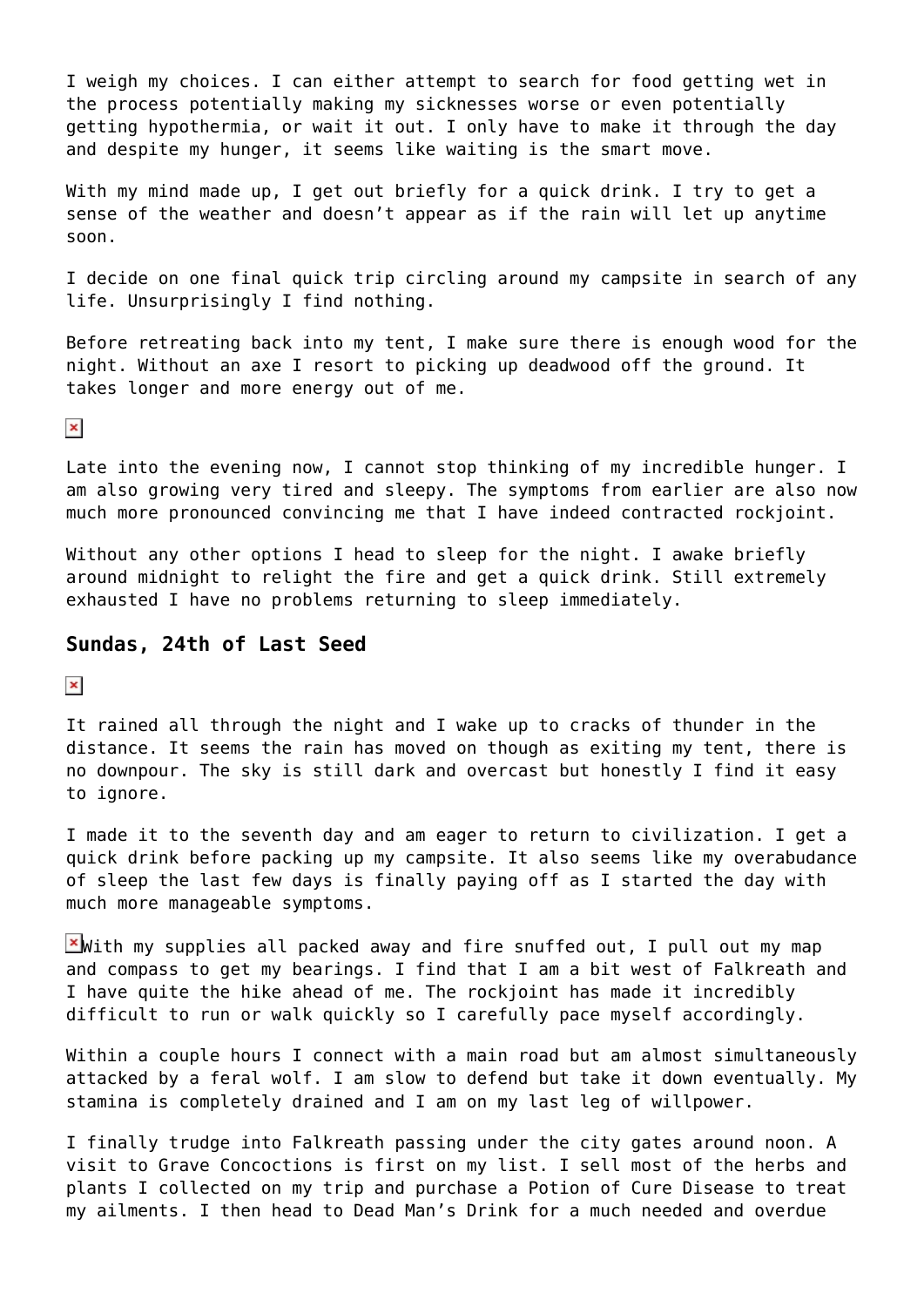I weigh my choices. I can either attempt to search for food getting wet in the process potentially making my sicknesses worse or even potentially getting hypothermia, or wait it out. I only have to make it through the day and despite my hunger, it seems like waiting is the smart move.

With my mind made up, I get out briefly for a quick drink. I try to get a sense of the weather and doesn't appear as if the rain will let up anytime soon.

I decide on one final quick trip circling around my campsite in search of any life. Unsurprisingly I find nothing.

Before retreating back into my tent, I make sure there is enough wood for the night. Without an axe I resort to picking up deadwood off the ground. It takes longer and more energy out of me.

Late into the evening now, I cannot stop thinking of my incredible hunger. I am also growing very tired and sleepy. The symptoms from earlier are also now much more pronounced convincing me that I have indeed contracted rockjoint.

Without any other options I head to sleep for the night. I awake briefly around midnight to relight the fire and get a quick drink. Still extremely exhausted I have no problems returning to sleep immediately.

### Sundas, 24th of Last Seed

It rained all through the night and I wake up to cracks of thunder in the distance. It seems the rain has moved on though as exiting my tent, there is no downpour. The sky is still dark and overcast but honestly I find it easy to ignore.

I made it to the seventh day and am eager to return to civilization. I get a quick drink before packing up my campsite. It also seems like my overabudance of sleep the last few days is finally paying off as I started the day with much more manageable symptoms.

With my supplies all packed away and fire snuffed out, I pull out my map and compass to get my bearings. I find that I am a bit west of Falkreath and I have quite the hike ahead of me. The rockjoint has made it incredibly difficult to run or walk quickly so I carefully pace myself accordingly.

Within a couple hours I connect with a main road but am almost simultaneously attacked by a feral wolf. I am slow to defend but take it down eventually. My stamina is completely drained and I am on my last leg of willpower.

I finally trudge into Falkreath passing under the city gates around noon. A visit to Grave Concoctions is first on my list. I sell most of the herbs and plants I collected on my trip and purchase a Potion of Cure Disease to treat my ailments. I then head to Dead Man's Drink for a much needed and overdue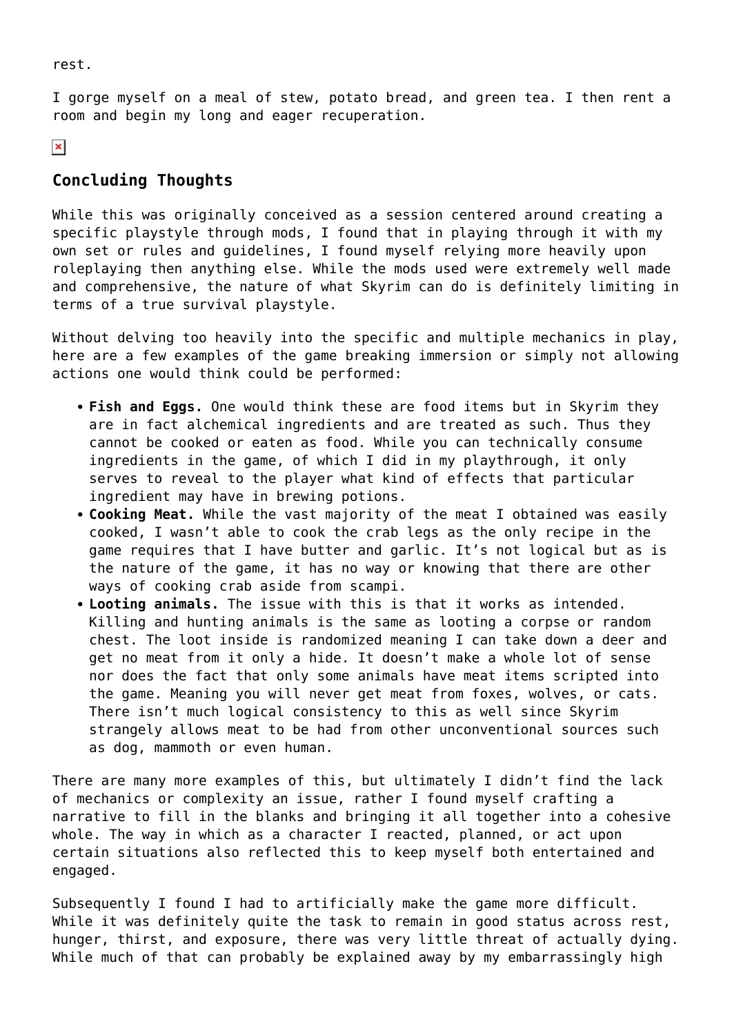rest.

I gorge myself on a meal of stew, potato bread, and green tea. I then rent a room and begin my long and eager recuperation.

## Concluding Thoughts

While this was originally conceived as a session centered around creating a specific playstyle through mods, I found that in playing through it with my own set or rules and guidelines, I found myself relying more heavily upon roleplaying then anything else. While the mods used were extremely well made and comprehensive, the nature of what Skyrim can do is definitely limiting in terms of a true survival playstyle.

Without delving too heavily into the specific and multiple mechanics in play, here are a few examples of the game breaking immersion or simply not allowing actions one would think could be performed:

- **Fish and Eggs.** One would think these are food items but in Skyrim they are in fact alchemical ingredients and are treated as such. Thus they cannot be cooked or eaten as food. While you can technically consume ingredients in the game, of which I did in my playthrough, it only serves to reveal to the player what kind of effects that particular ingredient may have in brewing potions.
- **Cooking Meat.** While the vast majority of the meat I obtained was easily cooked, I wasn't able to cook the crab legs as the only recipe in the game requires that I have butter and garlic. It's not logical but as is the nature of the game, it has no way or knowing that there are other ways of cooking crab aside from scampi.
- **Looting animals.** The issue with this is that it works as intended. Killing and hunting animals is the same as looting a corpse or random chest. The loot inside is randomized meaning I can take down a deer and get no meat from it only a hide. It doesn't make a whole lot of sense nor does the fact that only some animals have meat items scripted into the game. Meaning you will never get meat from foxes, wolves, or cats. There isn't much logical consistency to this as well since Skyrim strangely allows meat to be had from other unconventional sources such as dog, mammoth or even human.

There are many more examples of this, but ultimately I didn't find the lack of mechanics or complexity an issue, rather I found myself crafting a narrative to fill in the blanks and bringing it all together into a cohesive whole. The way in which as a character I reacted, planned, or act upon certain situations also reflected this to keep myself both entertained and engaged.

Subsequently I found I had to artificially make the game more difficult. While it was definitely quite the task to remain in good status across rest, hunger, thirst, and exposure, there was very little threat of actually dying. While much of that can probably be explained away by my embarrassingly high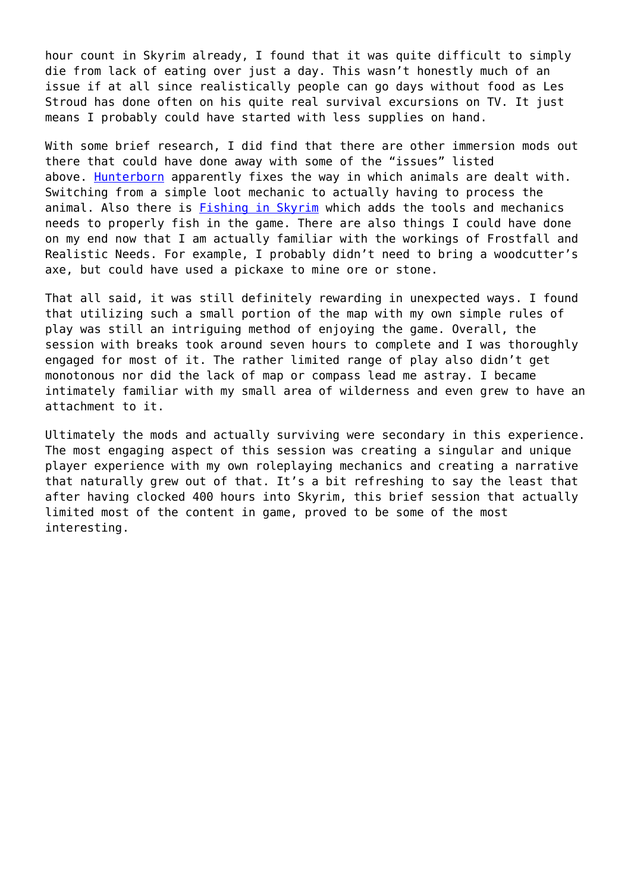hour count in Skyrim already, I found that it was quite difficult to simply die from lack of eating over just a day. This wasn't honestly much of an issue if at all since realistically people can go days without food as Les Stroud has done often on his quite real survival excursions on TV. It just means I probably could have started with less supplies on hand.

With some brief research, I did find that there are other immersion mods out there that could have done away with some of the "issues" listed above. Hunterborn apparently fixes the way in which animals are dealt with. Switching from a simple loot mechanic to actually having to process the animal. Also there is Fishing in Skyrim which adds the tools and mechanics needs to properly fish in the game. There are also things I could have done on my end now that I am actually familiar with the workings of Frostfall and Realistic Needs. For example, I probably didn't need to bring a woodcutter's axe, but could have used a pickaxe to mine ore or stone.

That all said, it was still definitely rewarding in unexpected ways. I found that utilizing such a small portion of the map with my own simple rules of play was still an intriguing method of enjoying the game. Overall, the session with breaks took around seven hours to complete and I was thoroughly engaged for most of it. The rather limited range of play also didn't get monotonous nor did the lack of map or compass lead me astray. I became intimately familiar with my small area of wilderness and even grew to have an attachment to it.

Ultimately the mods and actually surviving were secondary in this experience. The most engaging aspect of this session was creating a singular and unique player experience with my own roleplaying mechanics and creating a narrative that naturally grew out of that. It's a bit refreshing to say the least that after having clocked 400 hours into Skyrim, this brief session that actually limited most of the content in game, proved to be some of the most interesting.